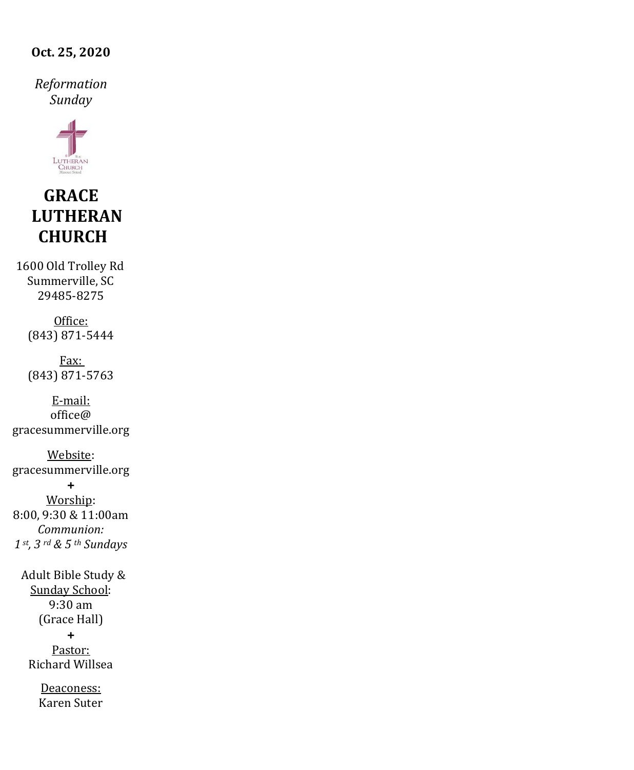**Oct. 25, 2020**

*Reformation Sunday*

The Lutheran Church Missouri Synod

# GRACE LUTHERAN CHURCH

1600 Old Trolley Rd
Summerville, SC
29485-8275

Office:
(843) 871-5444

Fax:
(843) 871-5763

E-mail:
office@gracesummerville.org

Website:
gracesummerville.org

+

Worship:
8:00, 9:30 & 11:00am
*Communion:*
*1st, 3rd & 5th Sundays*

Adult Bible Study & Sunday School:
9:30 am
(Grace Hall)

+

Pastor:
Richard Willsea

Deaconess:
Karen Suter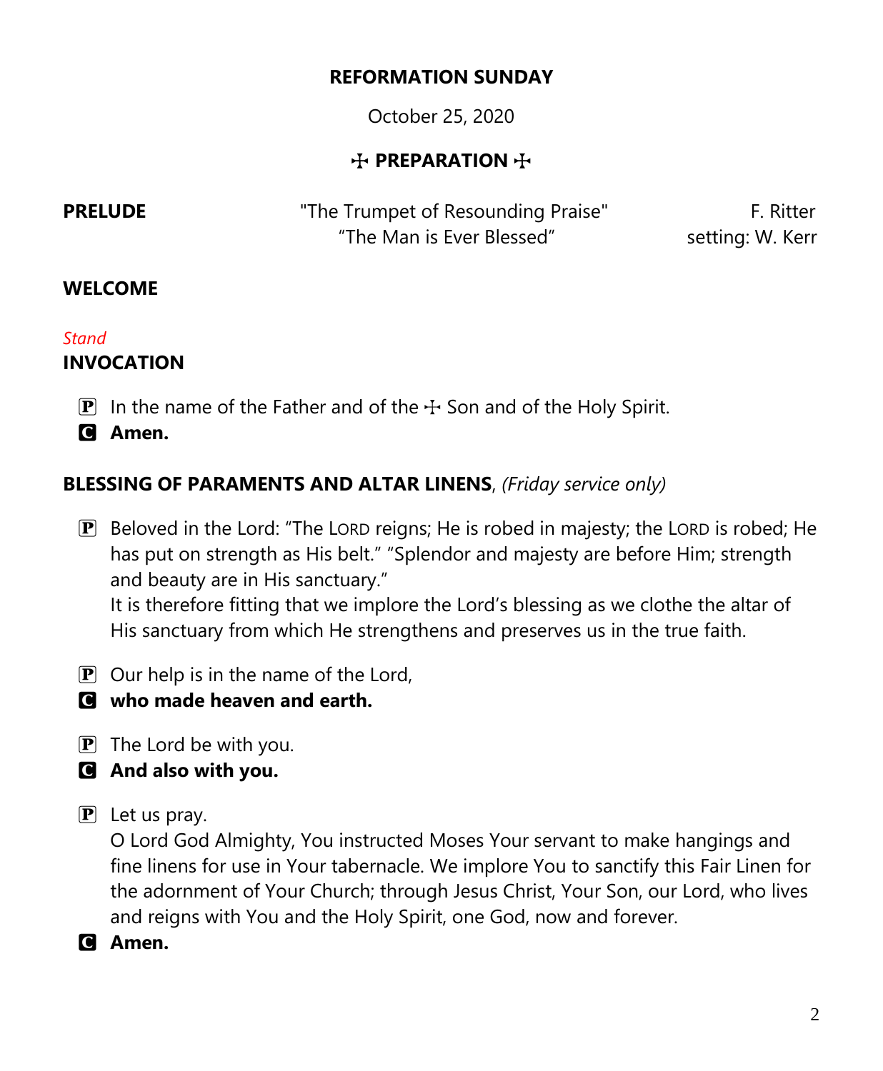**REFORMATION SUNDAY**

October 25, 2020

**☩ PREPARATION ☩**

**PRELUDE** "The Trumpet of Resounding Praise" F. Ritter
"The Man is Ever Blessed" setting: W. Kerr

**WELCOME**

*Stand*

**INVOCATION**

P In the name of the Father and of the ☩ Son and of the Holy Spirit.
C **Amen.**

**BLESSING OF PARAMENTS AND ALTAR LINENS**, *(Friday service only)*

P Beloved in the Lord: "The LORD reigns; He is robed in majesty; the LORD is robed; He has put on strength as His belt." "Splendor and majesty are before Him; strength and beauty are in His sanctuary."
It is therefore fitting that we implore the Lord's blessing as we clothe the altar of His sanctuary from which He strengthens and preserves us in the true faith.

P Our help is in the name of the Lord,
C **who made heaven and earth.**

P The Lord be with you.
C **And also with you.**

P Let us pray.
O Lord God Almighty, You instructed Moses Your servant to make hangings and fine linens for use in Your tabernacle. We implore You to sanctify this Fair Linen for the adornment of Your Church; through Jesus Christ, Your Son, our Lord, who lives and reigns with You and the Holy Spirit, one God, now and forever.
C **Amen.**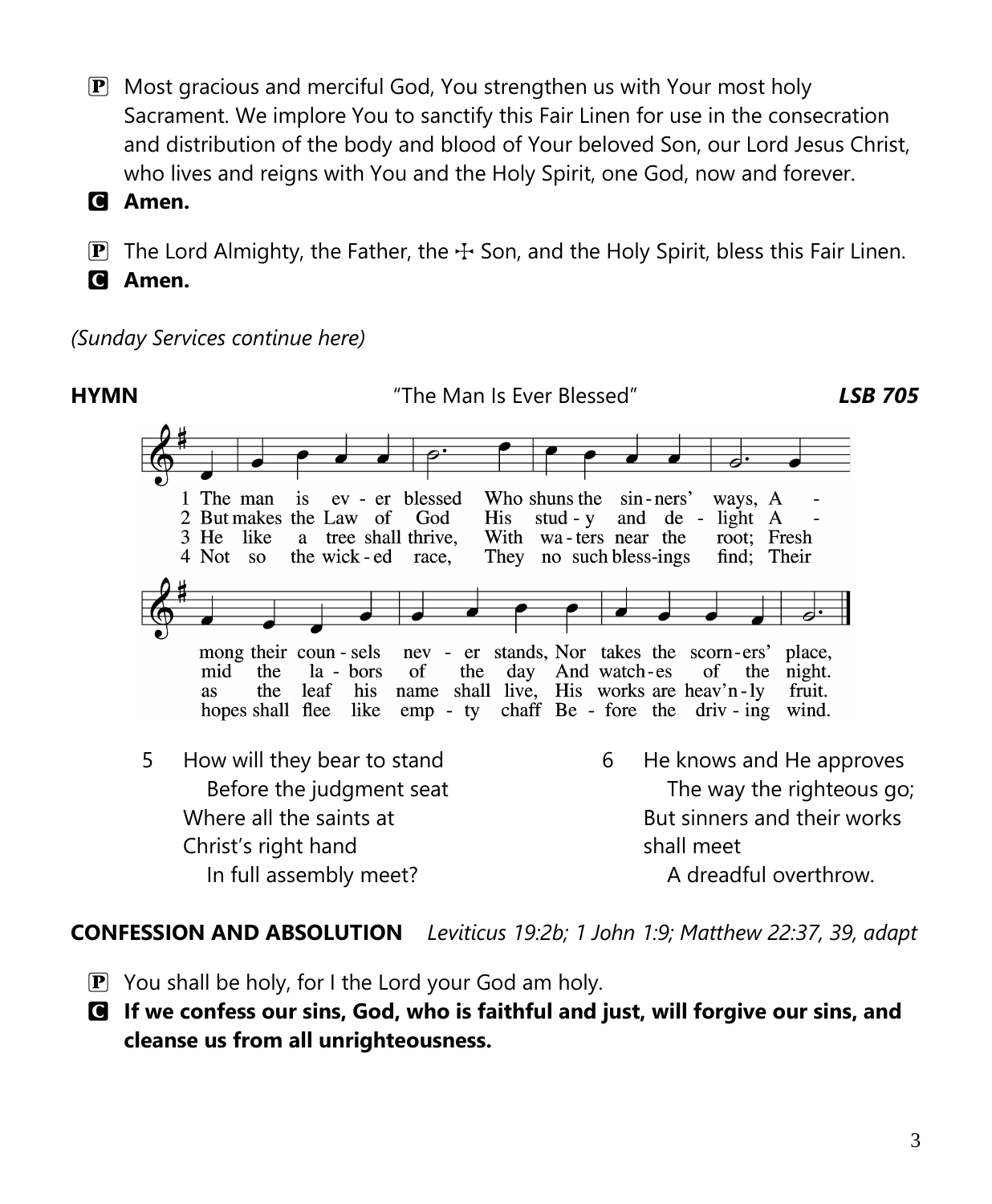P Most gracious and merciful God, You strengthen us with Your most holy Sacrament. We implore You to sanctify this Fair Linen for use in the consecration and distribution of the body and blood of Your beloved Son, our Lord Jesus Christ, who lives and reigns with You and the Holy Spirit, one God, now and forever.

**C Amen.**

P The Lord Almighty, the Father, the ☩ Son, and the Holy Spirit, bless this Fair Linen.

**C Amen.**

*(Sunday Services continue here)*

**HYMN** "The Man Is Ever Blessed" ***LSB 705***

1 The man is ever blessed Who shuns the sinners' ways, Among their counsels never stands, Nor takes the scorners' place,

2 But makes the Law of God His study and delight Amid the labors of the day And watches of the night.

3 He like a tree shall thrive, With waters near the root; Fresh as the leaf his name shall live, His works are heav'nly fruit.

4 Not so the wicked race, They no such blessings find; Their hopes shall flee like empty chaff Before the driving wind.

5 How will they bear to stand
  Before the judgment seat
Where all the saints at Christ's right hand
  In full assembly meet?

6 He knows and He approves
  The way the righteous go;
But sinners and their works shall meet
  A dreadful overthrow.

**CONFESSION AND ABSOLUTION** *Leviticus 19:2b; 1 John 1:9; Matthew 22:37, 39, adapt*

P You shall be holy, for I the Lord your God am holy.

**C If we confess our sins, God, who is faithful and just, will forgive our sins, and cleanse us from all unrighteousness.**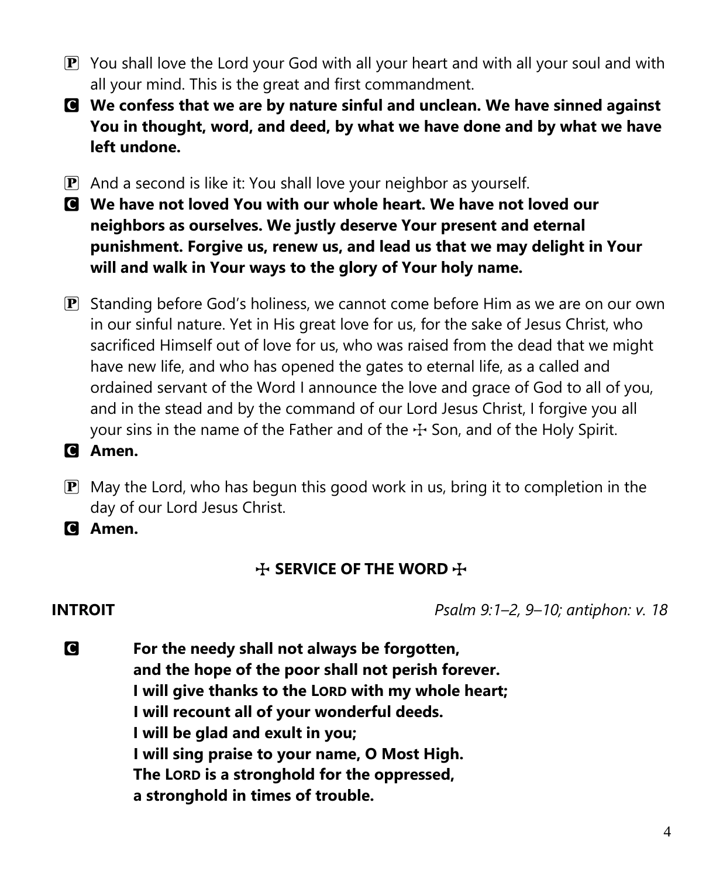P You shall love the Lord your God with all your heart and with all your soul and with all your mind. This is the great and first commandment.

C **We confess that we are by nature sinful and unclean. We have sinned against You in thought, word, and deed, by what we have done and by what we have left undone.**

P And a second is like it: You shall love your neighbor as yourself.

C **We have not loved You with our whole heart. We have not loved our neighbors as ourselves. We justly deserve Your present and eternal punishment. Forgive us, renew us, and lead us that we may delight in Your will and walk in Your ways to the glory of Your holy name.**

P Standing before God's holiness, we cannot come before Him as we are on our own in our sinful nature. Yet in His great love for us, for the sake of Jesus Christ, who sacrificed Himself out of love for us, who was raised from the dead that we might have new life, and who has opened the gates to eternal life, as a called and ordained servant of the Word I announce the love and grace of God to all of you, and in the stead and by the command of our Lord Jesus Christ, I forgive you all your sins in the name of the Father and of the ☩ Son, and of the Holy Spirit.

C **Amen.**

P May the Lord, who has begun this good work in us, bring it to completion in the day of our Lord Jesus Christ.

C **Amen.**

## ☩ SERVICE OF THE WORD ☩

**INTROIT** *Psalm 9:1–2, 9–10; antiphon: v. 18*

C **For the needy shall not always be forgotten,**
**and the hope of the poor shall not perish forever.**
**I will give thanks to the LORD with my whole heart;**
**I will recount all of your wonderful deeds.**
**I will be glad and exult in you;**
**I will sing praise to your name, O Most High.**
**The LORD is a stronghold for the oppressed,**
**a stronghold in times of trouble.**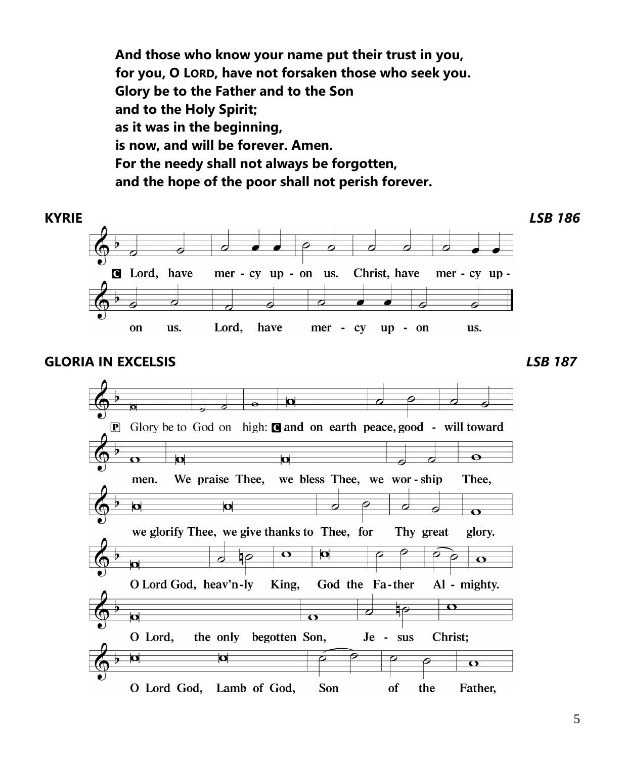**And those who know your name put their trust in you,**
**for you, O LORD, have not forsaken those who seek you.**
**Glory be to the Father and to the Son**
**and to the Holy Spirit;**
**as it was in the beginning,**
**is now, and will be forever. Amen.**
**For the needy shall not always be forgotten,**
**and the hope of the poor shall not perish forever.**

## KYRIE *LSB 186*

C **Lord, have mer - cy up - on us. Christ, have mer - cy up - on us. Lord, have mer - cy up - on us.**

## GLORIA IN EXCELSIS *LSB 187*

P Glory be to God on high: C **and on earth peace, good - will toward men. We praise Thee, we bless Thee, we wor - ship Thee, we glorify Thee, we give thanks to Thee, for Thy great glory. O Lord God, heav'n - ly King, God the Fa - ther Al - mighty. O Lord, the only begotten Son, Je - sus Christ; O Lord God, Lamb of God, Son of the Father,**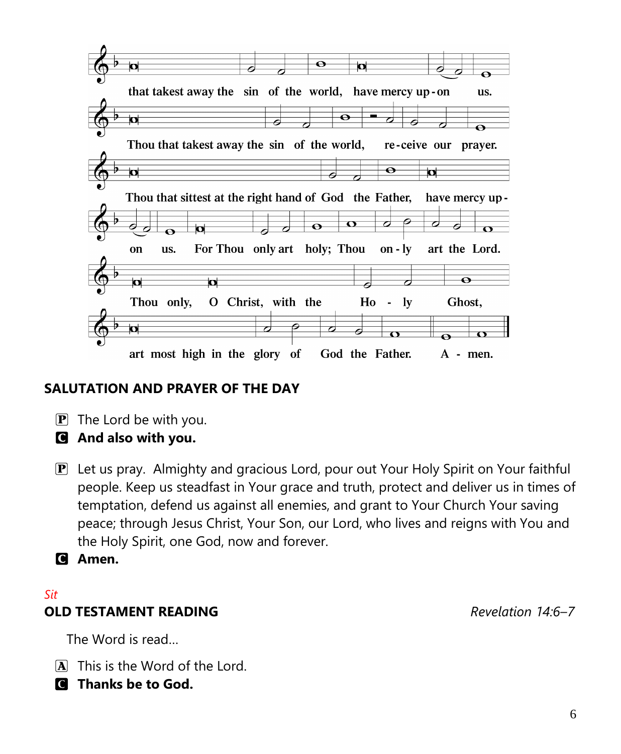that takest away the sin of the world, have mercy up-on us.

Thou that takest away the sin of the world, re-ceive our prayer.

Thou that sittest at the right hand of God the Father, have mercy up-on us.

For Thou only art holy; Thou on-ly art the Lord.

Thou only, O Christ, with the Ho-ly Ghost,

art most high in the glory of God the Father. A-men.

## SALUTATION AND PRAYER OF THE DAY

[P] The Lord be with you.

[C] **And also with you.**

[P] Let us pray. Almighty and gracious Lord, pour out Your Holy Spirit on Your faithful people. Keep us steadfast in Your grace and truth, protect and deliver us in times of temptation, defend us against all enemies, and grant to Your Church Your saving peace; through Jesus Christ, Your Son, our Lord, who lives and reigns with You and the Holy Spirit, one God, now and forever.

[C] **Amen.**

*Sit*

## OLD TESTAMENT READING *Revelation 14:6–7*

The Word is read…

[A] This is the Word of the Lord.

[C] **Thanks be to God.**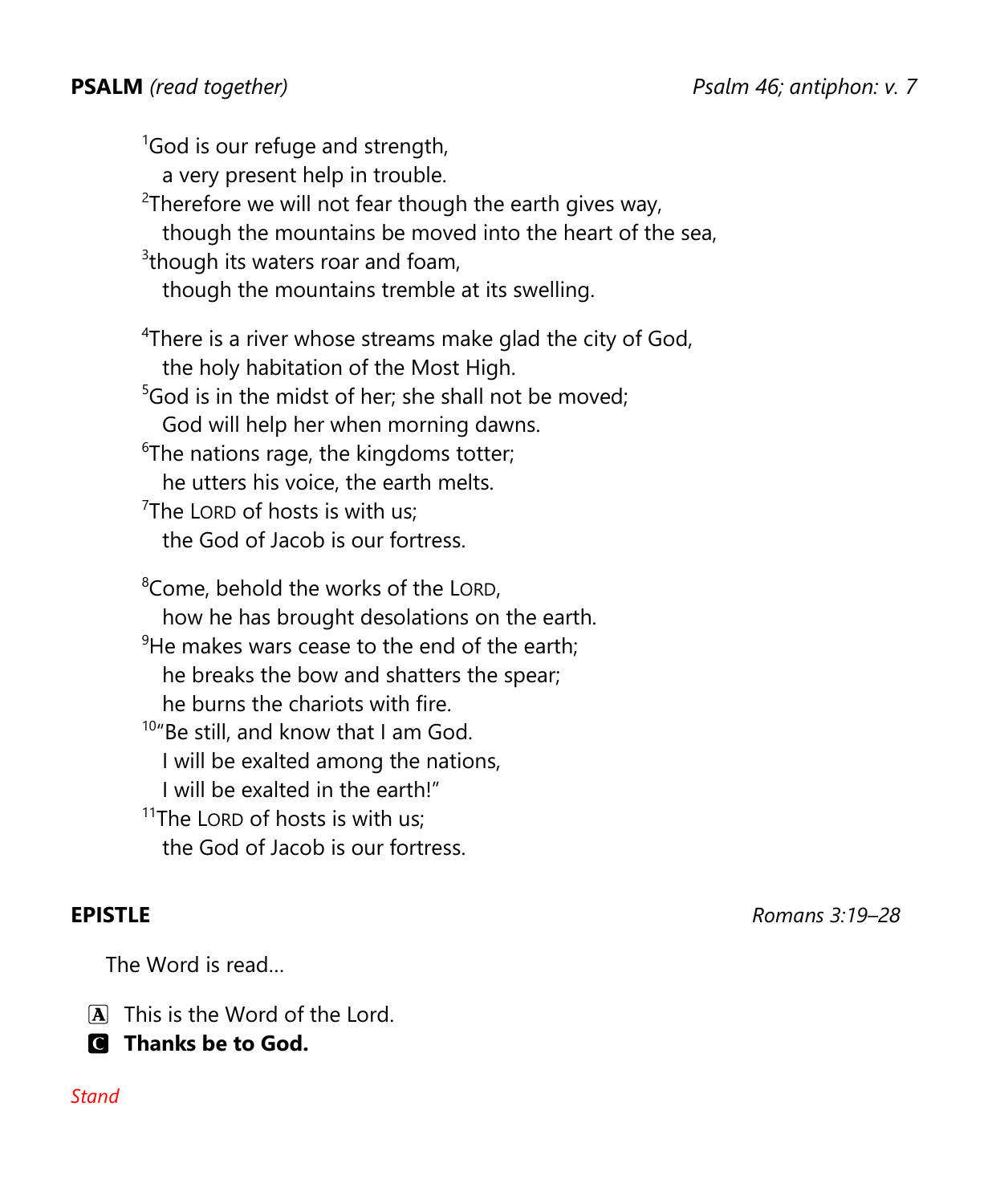**PSALM** *(read together)* *Psalm 46; antiphon: v. 7*

[1]God is our refuge and strength,
a very present help in trouble.
[2]Therefore we will not fear though the earth gives way,
though the mountains be moved into the heart of the sea,
[3]though its waters roar and foam,
though the mountains tremble at its swelling.

[4]There is a river whose streams make glad the city of God,
the holy habitation of the Most High.
[5]God is in the midst of her; she shall not be moved;
God will help her when morning dawns.
[6]The nations rage, the kingdoms totter;
he utters his voice, the earth melts.
[7]The LORD of hosts is with us;
the God of Jacob is our fortress.

[8]Come, behold the works of the LORD,
how he has brought desolations on the earth.
[9]He makes wars cease to the end of the earth;
he breaks the bow and shatters the spear;
he burns the chariots with fire.
[10]"Be still, and know that I am God.
I will be exalted among the nations,
I will be exalted in the earth!"
[11]The LORD of hosts is with us;
the God of Jacob is our fortress.

**EPISTLE** *Romans 3:19–28*

The Word is read…

A This is the Word of the Lord.
C **Thanks be to God.**

*Stand*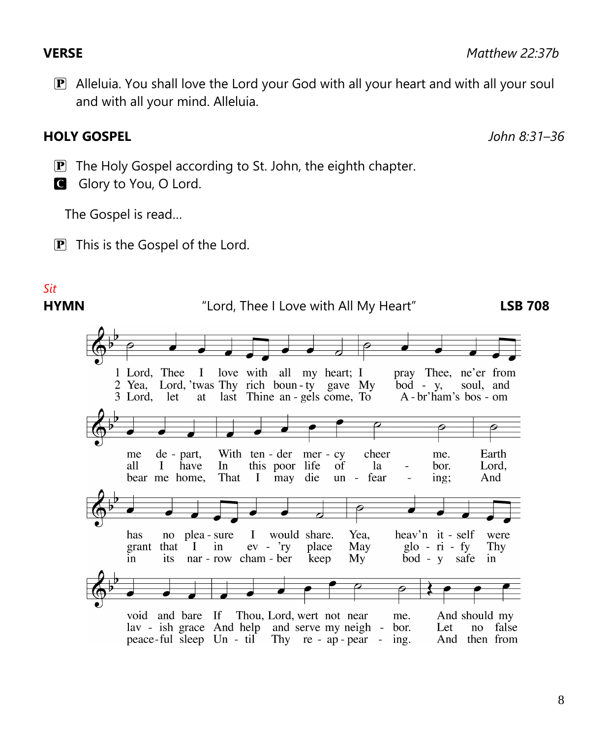**VERSE** *Matthew 22:37b*

P Alleluia. You shall love the Lord your God with all your heart and with all your soul and with all your mind. Alleluia.

**HOLY GOSPEL** *John 8:31–36*

P The Holy Gospel according to St. John, the eighth chapter.
C Glory to You, O Lord.

The Gospel is read…

P This is the Gospel of the Lord.

*Sit*

**HYMN** "Lord, Thee I Love with All My Heart" **LSB 708**

1 Lord, Thee I love with all my heart; I pray Thee, ne'er from me depart, With tender mercy cheer me. Earth has no pleasure I would share. Yea, heav'n itself were void and bare If Thou, Lord, wert not near me. And should my

2 Yea, Lord, 'twas Thy rich bounty gave My body, soul, and all I have In this poor life of labor. Lord, grant that I in ev'ry place May glorify Thy lavish grace And help and serve my neighbor. Let no false

3 Lord, let at last Thine angels come, To Abr'ham's bosom bear me home, That I may die unfearing; And in its narrow chamber keep My body safe in peaceful sleep Until Thy reappearing. And then from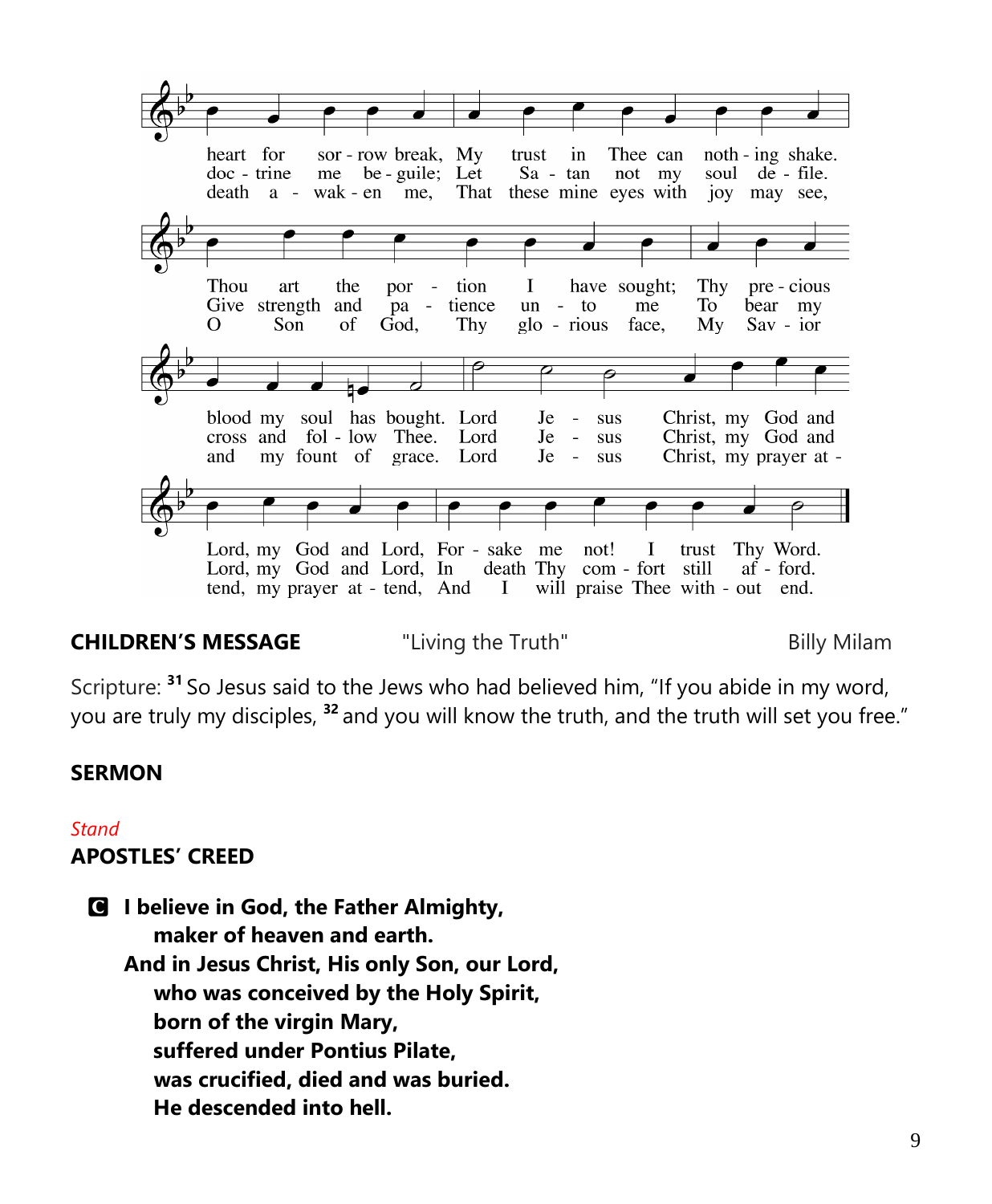heart for sor - row break, My trust in Thee can noth - ing shake.
doc - trine me be - guile; Let Sa - tan not my soul de - file.
death a - wak - en me, That these mine eyes with joy may see,

Thou art the por - tion I have sought; Thy pre - cious
Give strength and pa - tience un - to me To bear my
O Son of God, Thy glo - rious face, My Sav - ior

blood my soul has bought. Lord Je - sus Christ, my God and
cross and fol - low Thee. Lord Je - sus Christ, my God and
and my fount of grace. Lord Je - sus Christ, my prayer at -

Lord, my God and Lord, For - sake me not! I trust Thy Word.
Lord, my God and Lord, In death Thy com - fort still af - ford.
tend, my prayer at - tend, And I will praise Thee with - out end.

**CHILDREN'S MESSAGE** "Living the Truth" Billy Milam

Scripture: [31] So Jesus said to the Jews who had believed him, "If you abide in my word, you are truly my disciples, [32] and you will know the truth, and the truth will set you free."

**SERMON**

*Stand*

**APOSTLES' CREED**

**C I believe in God, the Father Almighty,**
**maker of heaven and earth.**
**And in Jesus Christ, His only Son, our Lord,**
**who was conceived by the Holy Spirit,**
**born of the virgin Mary,**
**suffered under Pontius Pilate,**
**was crucified, died and was buried.**
**He descended into hell.**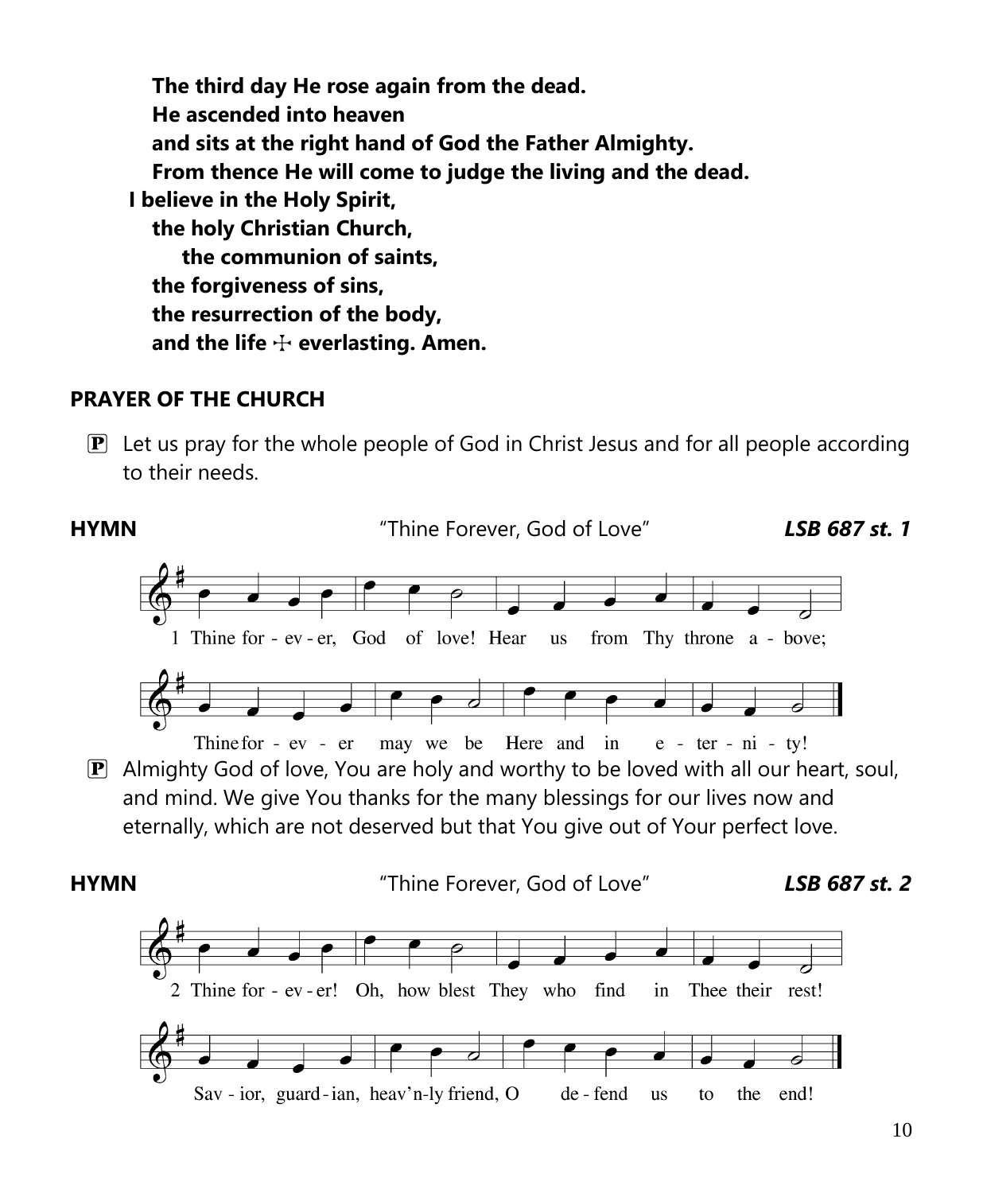**The third day He rose again from the dead.**
**He ascended into heaven**
**and sits at the right hand of God the Father Almighty.**
**From thence He will come to judge the living and the dead.**
**I believe in the Holy Spirit,**
**the holy Christian Church,**
**the communion of saints,**
**the forgiveness of sins,**
**the resurrection of the body,**
**and the life ☩ everlasting. Amen.**

## PRAYER OF THE CHURCH

Ⓟ Let us pray for the whole people of God in Christ Jesus and for all people according to their needs.

**HYMN** "Thine Forever, God of Love" ***LSB 687 st. 1***

1 Thine for - ev - er, God of love! Hear us from Thy throne a - bove;
Thine for - ev - er may we be Here and in e - ter - ni - ty!

Ⓟ Almighty God of love, You are holy and worthy to be loved with all our heart, soul, and mind. We give You thanks for the many blessings for our lives now and eternally, which are not deserved but that You give out of Your perfect love.

**HYMN** "Thine Forever, God of Love" ***LSB 687 st. 2***

2 Thine for - ev - er! Oh, how blest They who find in Thee their rest!
Sav - ior, guard - ian, heav'n-ly friend, O de - fend us to the end!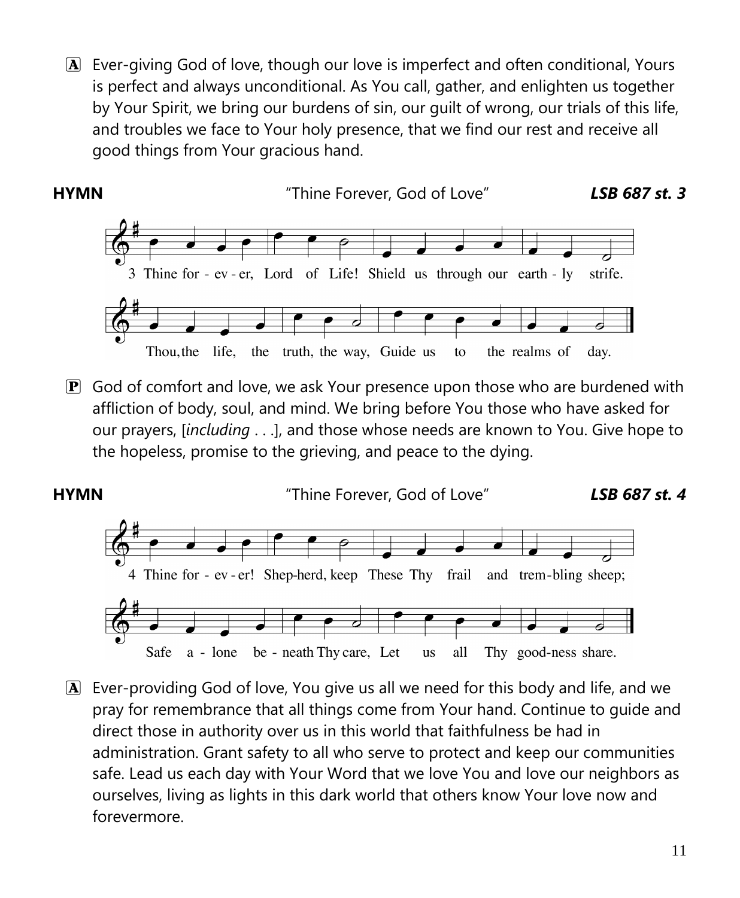**A** Ever-giving God of love, though our love is imperfect and often conditional, Yours is perfect and always unconditional. As You call, gather, and enlighten us together by Your Spirit, we bring our burdens of sin, our guilt of wrong, our trials of this life, and troubles we face to Your holy presence, that we find our rest and receive all good things from Your gracious hand.

**HYMN** "Thine Forever, God of Love" ***LSB 687 st. 3***

3 Thine for - ev - er, Lord of Life! Shield us through our earth - ly strife.
Thou, the life, the truth, the way, Guide us to the realms of day.

**P** God of comfort and love, we ask Your presence upon those who are burdened with affliction of body, soul, and mind. We bring before You those who have asked for our prayers, [*including* . . .], and those whose needs are known to You. Give hope to the hopeless, promise to the grieving, and peace to the dying.

**HYMN** "Thine Forever, God of Love" ***LSB 687 st. 4***

4 Thine for - ev - er! Shep-herd, keep These Thy frail and trem-bling sheep;
Safe a - lone be - neath Thy care, Let us all Thy good-ness share.

**A** Ever-providing God of love, You give us all we need for this body and life, and we pray for remembrance that all things come from Your hand. Continue to guide and direct those in authority over us in this world that faithfulness be had in administration. Grant safety to all who serve to protect and keep our communities safe. Lead us each day with Your Word that we love You and love our neighbors as ourselves, living as lights in this dark world that others know Your love now and forevermore.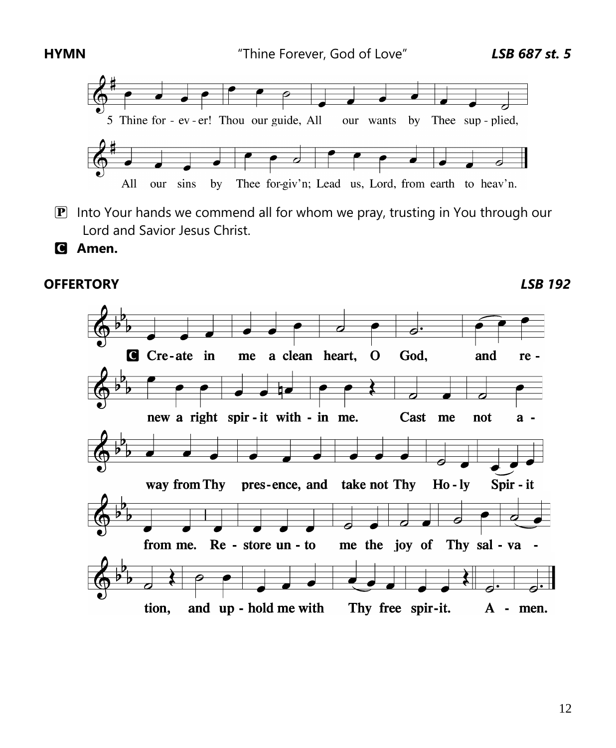**HYMN** "Thine Forever, God of Love" ***LSB 687 st. 5***

5 Thine forever! Thou our guide, All our wants by Thee supplied,
All our sins by Thee forgiv'n; Lead us, Lord, from earth to heav'n.

P Into Your hands we commend all for whom we pray, trusting in You through our Lord and Savior Jesus Christ.

C **Amen.**

**OFFERTORY** ***LSB 192***

C Create in me a clean heart, O God, and renew a right spirit within me. Cast me not away from Thy presence, and take not Thy Holy Spirit from me. Restore unto me the joy of Thy salvation, and uphold me with Thy free spirit. Amen.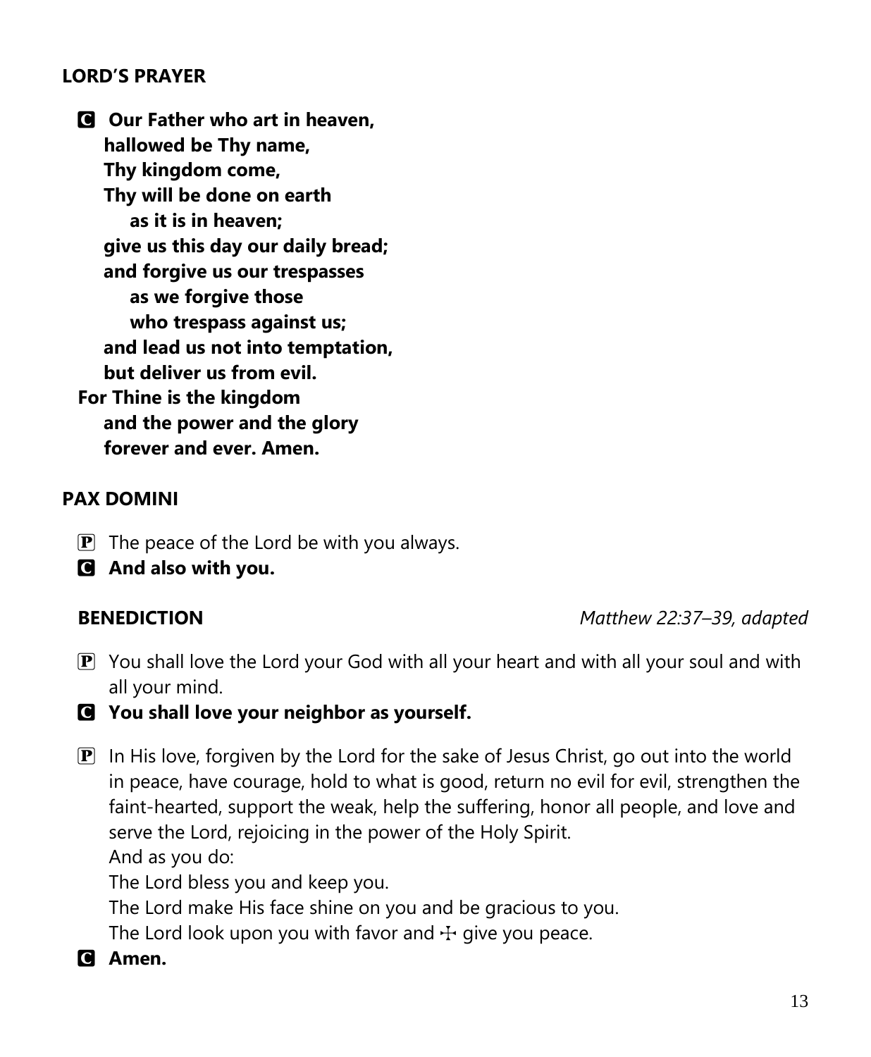**LORD'S PRAYER**

**C** **Our Father who art in heaven,**
**hallowed be Thy name,**
**Thy kingdom come,**
**Thy will be done on earth**
**as it is in heaven;**
**give us this day our daily bread;**
**and forgive us our trespasses**
**as we forgive those**
**who trespass against us;**
**and lead us not into temptation,**
**but deliver us from evil.**
**For Thine is the kingdom**
**and the power and the glory**
**forever and ever. Amen.**

**PAX DOMINI**

**P** The peace of the Lord be with you always.
**C** **And also with you.**

**BENEDICTION** *Matthew 22:37–39, adapted*

**P** You shall love the Lord your God with all your heart and with all your soul and with all your mind.
**C** **You shall love your neighbor as yourself.**

**P** In His love, forgiven by the Lord for the sake of Jesus Christ, go out into the world in peace, have courage, hold to what is good, return no evil for evil, strengthen the faint-hearted, support the weak, help the suffering, honor all people, and love and serve the Lord, rejoicing in the power of the Holy Spirit.
And as you do:
The Lord bless you and keep you.
The Lord make His face shine on you and be gracious to you.
The Lord look upon you with favor and ☩ give you peace.
**C** **Amen.**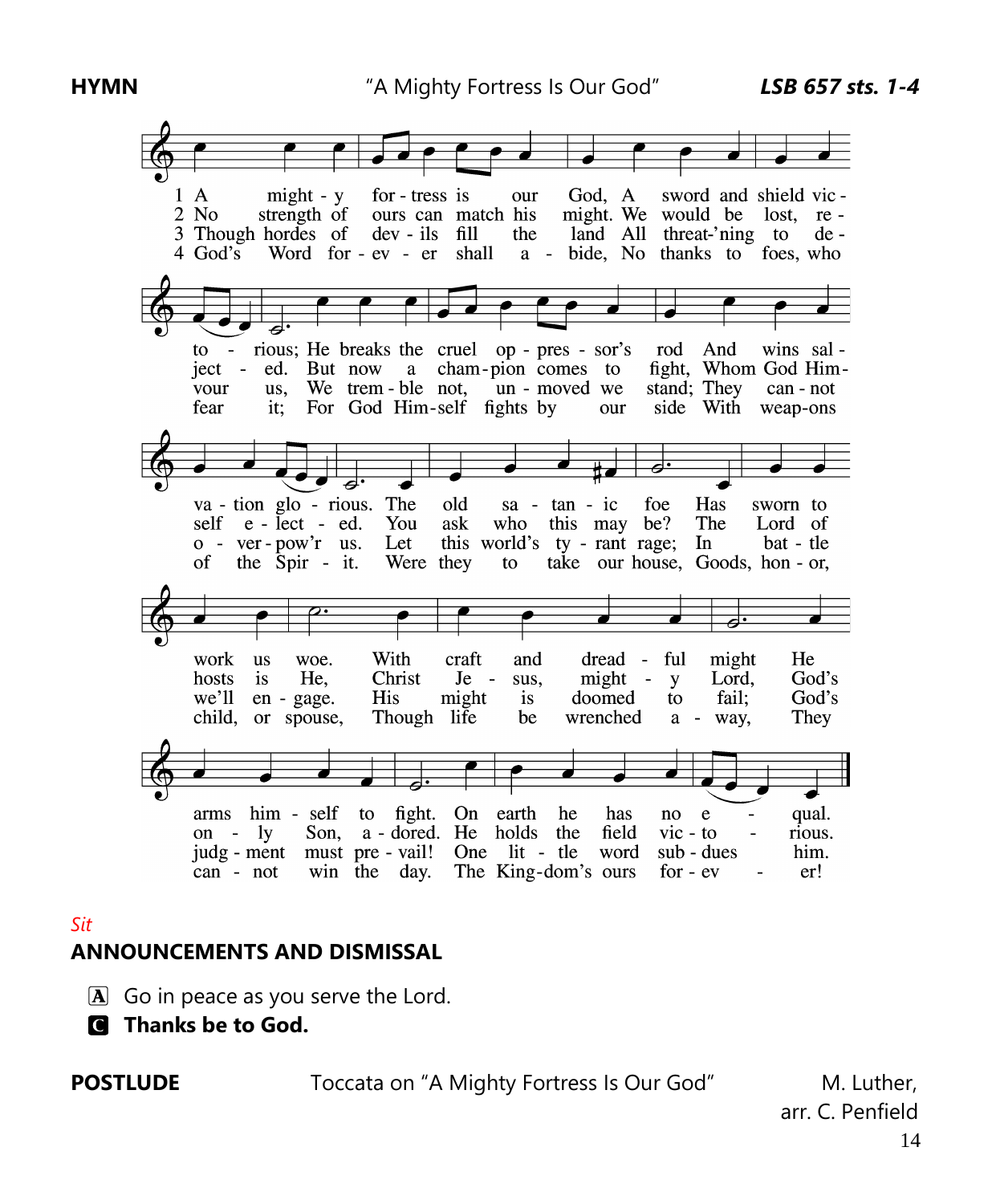**HYMN** "A Mighty Fortress Is Our God" ***LSB 657 sts. 1-4***

1 A mighty fortress is our God, A sword and shield victorious; He breaks the cruel oppressor's rod And wins salvation glorious. The old satanic foe Has sworn to work us woe. With craft and dreadful might He arms himself to fight. On earth he has no equal.

2 No strength of ours can match his might. We would be lost, rejected. But now a champion comes to fight, Whom God Himself elected. You ask who this may be? The Lord of hosts is He, Christ Jesus, mighty Lord, God's only Son, adored. He holds the field victorious.

3 Though hordes of devils fill the land All threat'ning to devour us, We tremble not, unmoved we stand; They cannot overpow'r us. Let this world's tyrant rage; In battle we'll engage. His might is doomed to fail; God's judgment must prevail! One little word subdues him.

4 God's Word forever shall abide, No thanks to foes, who fear it; For God Himself fights by our side With weapons of the Spirit. Were they to take our house, Goods, honor, child, or spouse, Though life be wrenched away, They cannot win the day. The Kingdom's ours forever!

*Sit*

**ANNOUNCEMENTS AND DISMISSAL**

A Go in peace as you serve the Lord.

C **Thanks be to God.**

**POSTLUDE** Toccata on "A Mighty Fortress Is Our God" M. Luther, arr. C. Penfield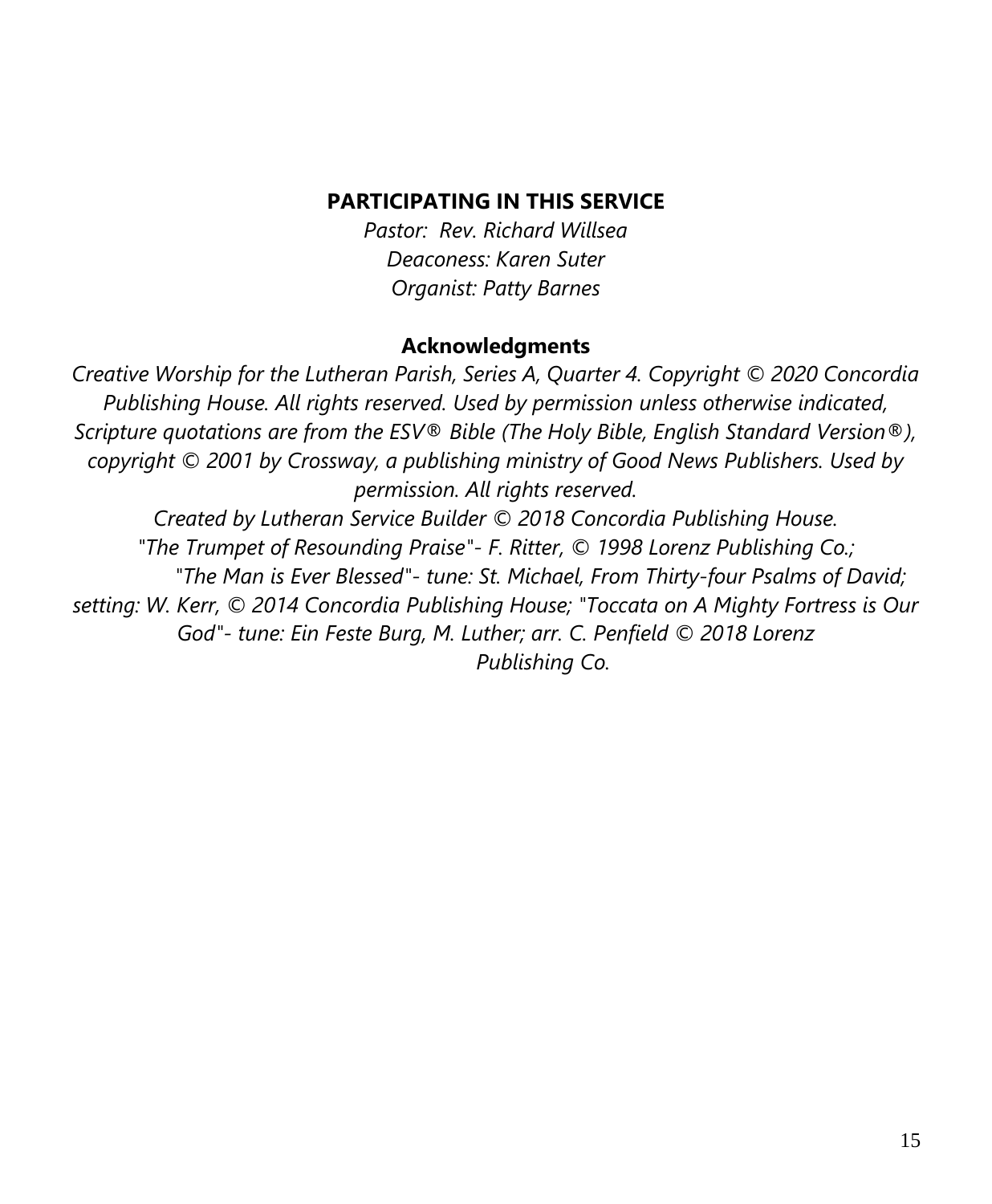**PARTICIPATING IN THIS SERVICE**

*Pastor: Rev. Richard Willsea*

*Deaconess: Karen Suter*

*Organist: Patty Barnes*

**Acknowledgments**

*Creative Worship for the Lutheran Parish, Series A, Quarter 4. Copyright © 2020 Concordia Publishing House. All rights reserved. Used by permission unless otherwise indicated, Scripture quotations are from the ESV® Bible (The Holy Bible, English Standard Version®), copyright © 2001 by Crossway, a publishing ministry of Good News Publishers. Used by permission. All rights reserved.*

*Created by Lutheran Service Builder © 2018 Concordia Publishing House.*

*"The Trumpet of Resounding Praise"- F. Ritter, © 1998 Lorenz Publishing Co.; "The Man is Ever Blessed"- tune: St. Michael, From Thirty-four Psalms of David; setting: W. Kerr, © 2014 Concordia Publishing House; "Toccata on A Mighty Fortress is Our God"- tune: Ein Feste Burg, M. Luther; arr. C. Penfield © 2018 Lorenz Publishing Co.*